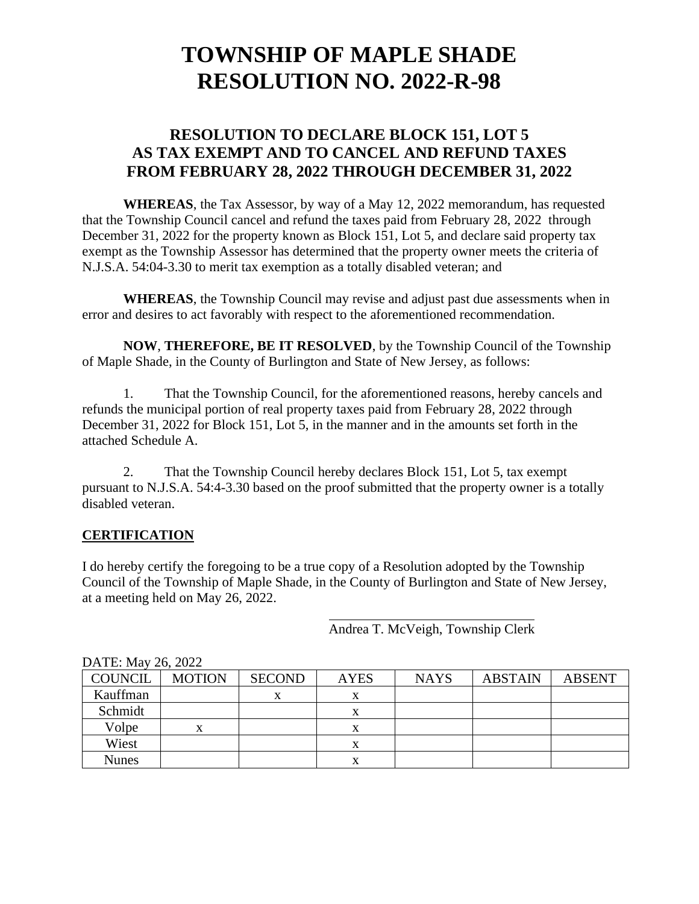# TOWNSHIP OF MAPLE SHADE
# RESOLUTION NO. 2022-R-98

## RESOLUTION TO DECLARE BLOCK 151, LOT 5 AS TAX EXEMPT AND TO CANCEL AND REFUND TAXES FROM FEBRUARY 28, 2022 THROUGH DECEMBER 31, 2022

**WHEREAS**, the Tax Assessor, by way of a May 12, 2022 memorandum, has requested that the Township Council cancel and refund the taxes paid from February 28, 2022 through December 31, 2022 for the property known as Block 151, Lot 5, and declare said property tax exempt as the Township Assessor has determined that the property owner meets the criteria of N.J.S.A. 54:04-3.30 to merit tax exemption as a totally disabled veteran; and

**WHEREAS**, the Township Council may revise and adjust past due assessments when in error and desires to act favorably with respect to the aforementioned recommendation.

**NOW**, **THEREFORE, BE IT RESOLVED**, by the Township Council of the Township of Maple Shade, in the County of Burlington and State of New Jersey, as follows:

1. That the Township Council, for the aforementioned reasons, hereby cancels and refunds the municipal portion of real property taxes paid from February 28, 2022 through December 31, 2022 for Block 151, Lot 5, in the manner and in the amounts set forth in the attached Schedule A.

2. That the Township Council hereby declares Block 151, Lot 5, tax exempt pursuant to N.J.S.A. 54:4-3.30 based on the proof submitted that the property owner is a totally disabled veteran.

**CERTIFICATION**

I do hereby certify the foregoing to be a true copy of a Resolution adopted by the Township Council of the Township of Maple Shade, in the County of Burlington and State of New Jersey, at a meeting held on May 26, 2022.

Andrea T. McVeigh, Township Clerk

DATE: May 26, 2022

| COUNCIL | MOTION | SECOND | AYES | NAYS | ABSTAIN | ABSENT |
|---|---|---|---|---|---|---|
| Kauffman | | x | x | | | |
| Schmidt | | | x | | | |
| Volpe | x | | x | | | |
| Wiest | | | x | | | |
| Nunes | | | x | | | |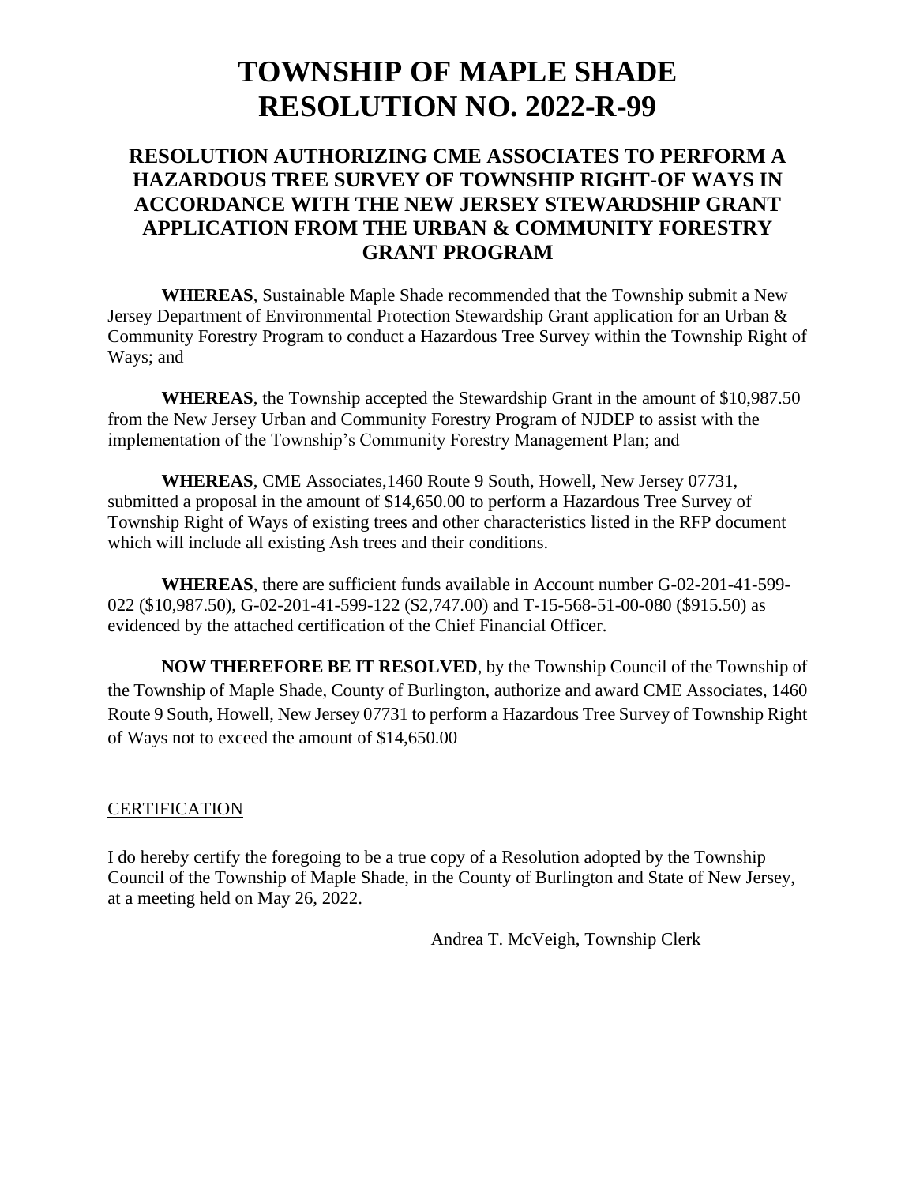# TOWNSHIP OF MAPLE SHADE
# RESOLUTION NO. 2022-R-99

## RESOLUTION AUTHORIZING CME ASSOCIATES TO PERFORM A HAZARDOUS TREE SURVEY OF TOWNSHIP RIGHT-OF WAYS IN ACCORDANCE WITH THE NEW JERSEY STEWARDSHIP GRANT APPLICATION FROM THE URBAN & COMMUNITY FORESTRY GRANT PROGRAM

**WHEREAS**, Sustainable Maple Shade recommended that the Township submit a New Jersey Department of Environmental Protection Stewardship Grant application for an Urban & Community Forestry Program to conduct a Hazardous Tree Survey within the Township Right of Ways; and

**WHEREAS**, the Township accepted the Stewardship Grant in the amount of $10,987.50 from the New Jersey Urban and Community Forestry Program of NJDEP to assist with the implementation of the Township's Community Forestry Management Plan; and

**WHEREAS**, CME Associates,1460 Route 9 South, Howell, New Jersey 07731, submitted a proposal in the amount of $14,650.00 to perform a Hazardous Tree Survey of Township Right of Ways of existing trees and other characteristics listed in the RFP document which will include all existing Ash trees and their conditions.

**WHEREAS**, there are sufficient funds available in Account number G-02-201-41-599-022 ($10,987.50), G-02-201-41-599-122 ($2,747.00) and T-15-568-51-00-080 ($915.50) as evidenced by the attached certification of the Chief Financial Officer.

**NOW THEREFORE BE IT RESOLVED**, by the Township Council of the Township of the Township of Maple Shade, County of Burlington, authorize and award CME Associates, 1460 Route 9 South, Howell, New Jersey 07731 to perform a Hazardous Tree Survey of Township Right of Ways not to exceed the amount of $14,650.00

CERTIFICATION

I do hereby certify the foregoing to be a true copy of a Resolution adopted by the Township Council of the Township of Maple Shade, in the County of Burlington and State of New Jersey, at a meeting held on May 26, 2022.

\_\_\_\_\_\_\_\_\_\_\_\_\_\_\_\_\_\_\_\_\_\_\_\_\_\_\_\_\_\_

Andrea T. McVeigh, Township Clerk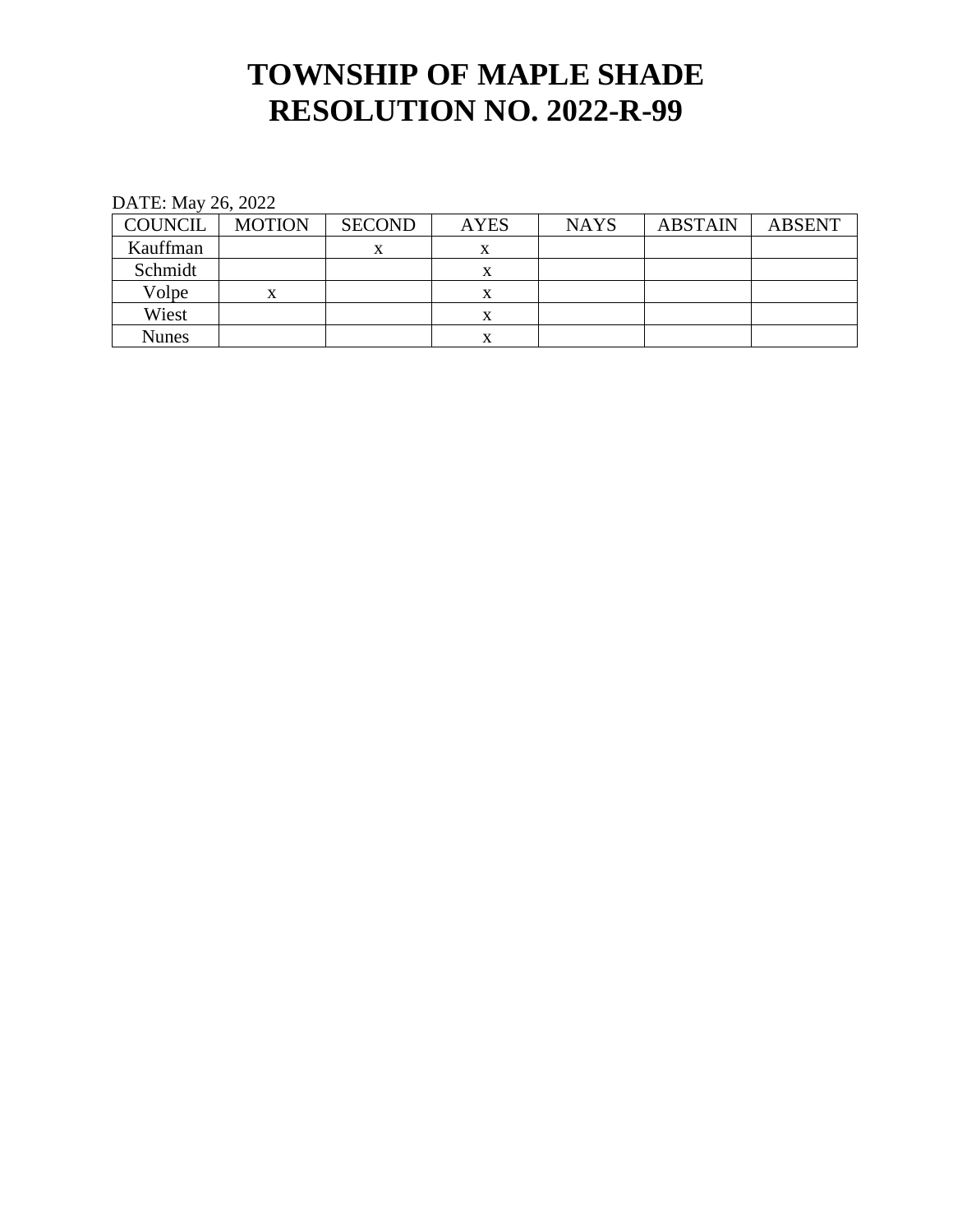# TOWNSHIP OF MAPLE SHADE
# RESOLUTION NO. 2022-R-99

DATE: May 26, 2022

| COUNCIL | MOTION | SECOND | AYES | NAYS | ABSTAIN | ABSENT |
|---|---|---|---|---|---|---|
| Kauffman | | x | x | | | |
| Schmidt | | | x | | | |
| Volpe | x | | x | | | |
| Wiest | | | x | | | |
| Nunes | | | x | | | |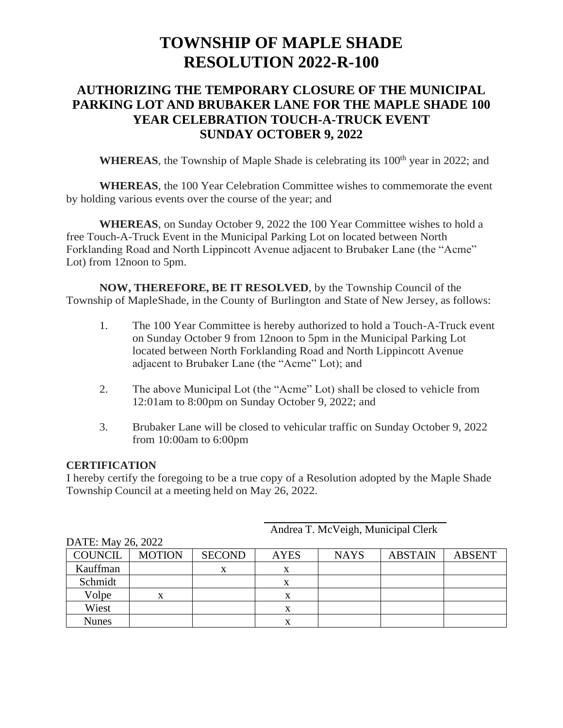# TOWNSHIP OF MAPLE SHADE
# RESOLUTION 2022-R-100

## AUTHORIZING THE TEMPORARY CLOSURE OF THE MUNICIPAL PARKING LOT AND BRUBAKER LANE FOR THE MAPLE SHADE 100 YEAR CELEBRATION TOUCH-A-TRUCK EVENT SUNDAY OCTOBER 9, 2022

**WHEREAS**, the Township of Maple Shade is celebrating its 100th year in 2022; and

**WHEREAS**, the 100 Year Celebration Committee wishes to commemorate the event by holding various events over the course of the year; and

**WHEREAS**, on Sunday October 9, 2022 the 100 Year Committee wishes to hold a free Touch-A-Truck Event in the Municipal Parking Lot on located between North Forklanding Road and North Lippincott Avenue adjacent to Brubaker Lane (the "Acme" Lot) from 12noon to 5pm.

**NOW, THEREFORE, BE IT RESOLVED**, by the Township Council of the Township of MapleShade, in the County of Burlington and State of New Jersey, as follows:

1. The 100 Year Committee is hereby authorized to hold a Touch-A-Truck event on Sunday October 9 from 12noon to 5pm in the Municipal Parking Lot located between North Forklanding Road and North Lippincott Avenue adjacent to Brubaker Lane (the "Acme" Lot); and

2. The above Municipal Lot (the "Acme" Lot) shall be closed to vehicle from 12:01am to 8:00pm on Sunday October 9, 2022; and

3. Brubaker Lane will be closed to vehicular traffic on Sunday October 9, 2022 from 10:00am to 6:00pm

**CERTIFICATION**
I hereby certify the foregoing to be a true copy of a Resolution adopted by the Maple Shade Township Council at a meeting held on May 26, 2022.

Andrea T. McVeigh, Municipal Clerk

DATE: May 26, 2022

| COUNCIL | MOTION | SECOND | AYES | NAYS | ABSTAIN | ABSENT |
|---|---|---|---|---|---|---|
| Kauffman | | x | x | | | |
| Schmidt | | | x | | | |
| Volpe | x | | x | | | |
| Wiest | | | x | | | |
| Nunes | | | x | | | |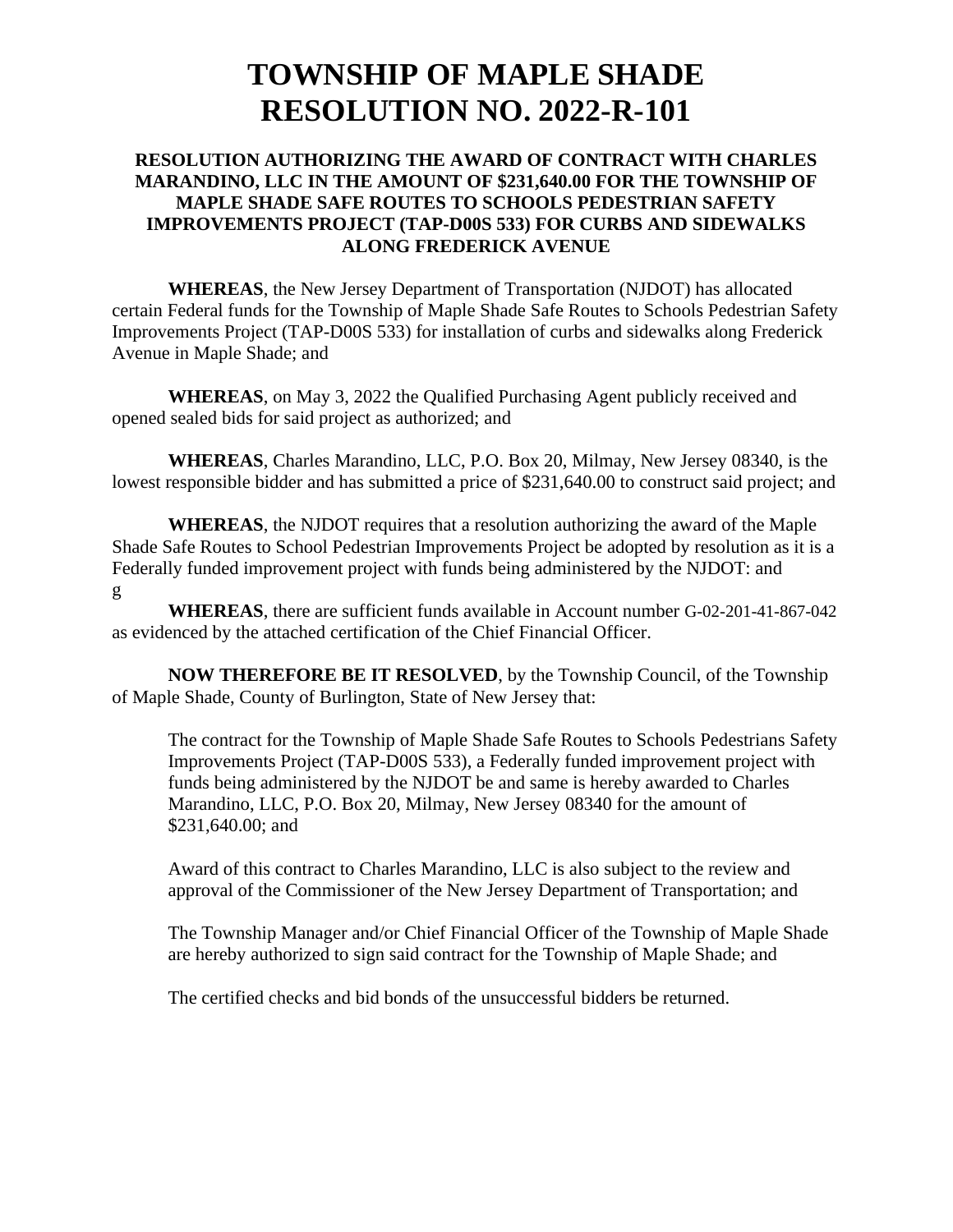# TOWNSHIP OF MAPLE SHADE
# RESOLUTION NO. 2022-R-101

### RESOLUTION AUTHORIZING THE AWARD OF CONTRACT WITH CHARLES MARANDINO, LLC IN THE AMOUNT OF $231,640.00 FOR THE TOWNSHIP OF MAPLE SHADE SAFE ROUTES TO SCHOOLS PEDESTRIAN SAFETY IMPROVEMENTS PROJECT (TAP-D00S 533) FOR CURBS AND SIDEWALKS ALONG FREDERICK AVENUE

**WHEREAS**, the New Jersey Department of Transportation (NJDOT) has allocated certain Federal funds for the Township of Maple Shade Safe Routes to Schools Pedestrian Safety Improvements Project (TAP-D00S 533) for installation of curbs and sidewalks along Frederick Avenue in Maple Shade; and

**WHEREAS**, on May 3, 2022 the Qualified Purchasing Agent publicly received and opened sealed bids for said project as authorized; and

**WHEREAS**, Charles Marandino, LLC, P.O. Box 20, Milmay, New Jersey 08340, is the lowest responsible bidder and has submitted a price of $231,640.00 to construct said project; and

**WHEREAS**, the NJDOT requires that a resolution authorizing the award of the Maple Shade Safe Routes to School Pedestrian Improvements Project be adopted by resolution as it is a Federally funded improvement project with funds being administered by the NJDOT: and
g

**WHEREAS**, there are sufficient funds available in Account number G-02-201-41-867-042 as evidenced by the attached certification of the Chief Financial Officer.

**NOW THEREFORE BE IT RESOLVED**, by the Township Council, of the Township of Maple Shade, County of Burlington, State of New Jersey that:

The contract for the Township of Maple Shade Safe Routes to Schools Pedestrians Safety Improvements Project (TAP-D00S 533), a Federally funded improvement project with funds being administered by the NJDOT be and same is hereby awarded to Charles Marandino, LLC, P.O. Box 20, Milmay, New Jersey 08340 for the amount of $231,640.00; and

Award of this contract to Charles Marandino, LLC is also subject to the review and approval of the Commissioner of the New Jersey Department of Transportation; and

The Township Manager and/or Chief Financial Officer of the Township of Maple Shade are hereby authorized to sign said contract for the Township of Maple Shade; and

The certified checks and bid bonds of the unsuccessful bidders be returned.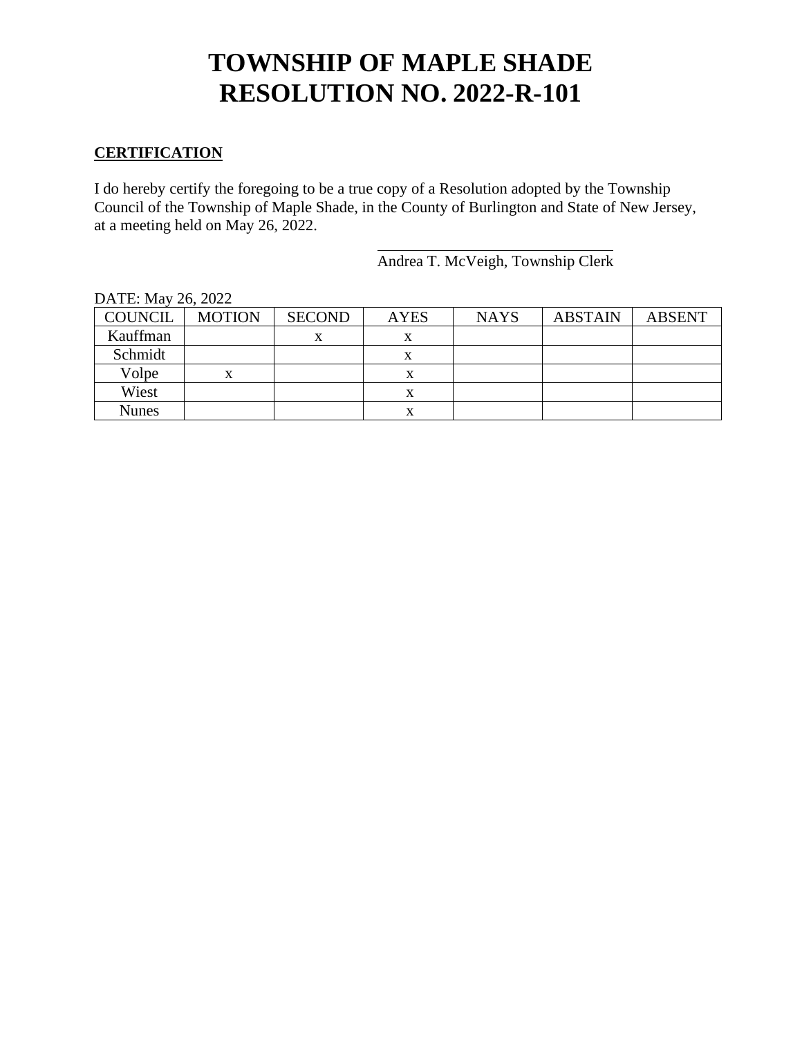# TOWNSHIP OF MAPLE SHADE
# RESOLUTION NO. 2022-R-101

**CERTIFICATION**

I do hereby certify the foregoing to be a true copy of a Resolution adopted by the Township Council of the Township of Maple Shade, in the County of Burlington and State of New Jersey, at a meeting held on May 26, 2022.

\_\_\_\_\_\_\_\_\_\_\_\_\_\_\_\_\_\_\_\_\_\_\_\_\_\_\_\_\_\_\_\_
Andrea T. McVeigh, Township Clerk

DATE: May 26, 2022

| COUNCIL | MOTION | SECOND | AYES | NAYS | ABSTAIN | ABSENT |
|---|---|---|---|---|---|---|
| Kauffman | | x | x | | | |
| Schmidt | | | x | | | |
| Volpe | x | | x | | | |
| Wiest | | | x | | | |
| Nunes | | | x | | | |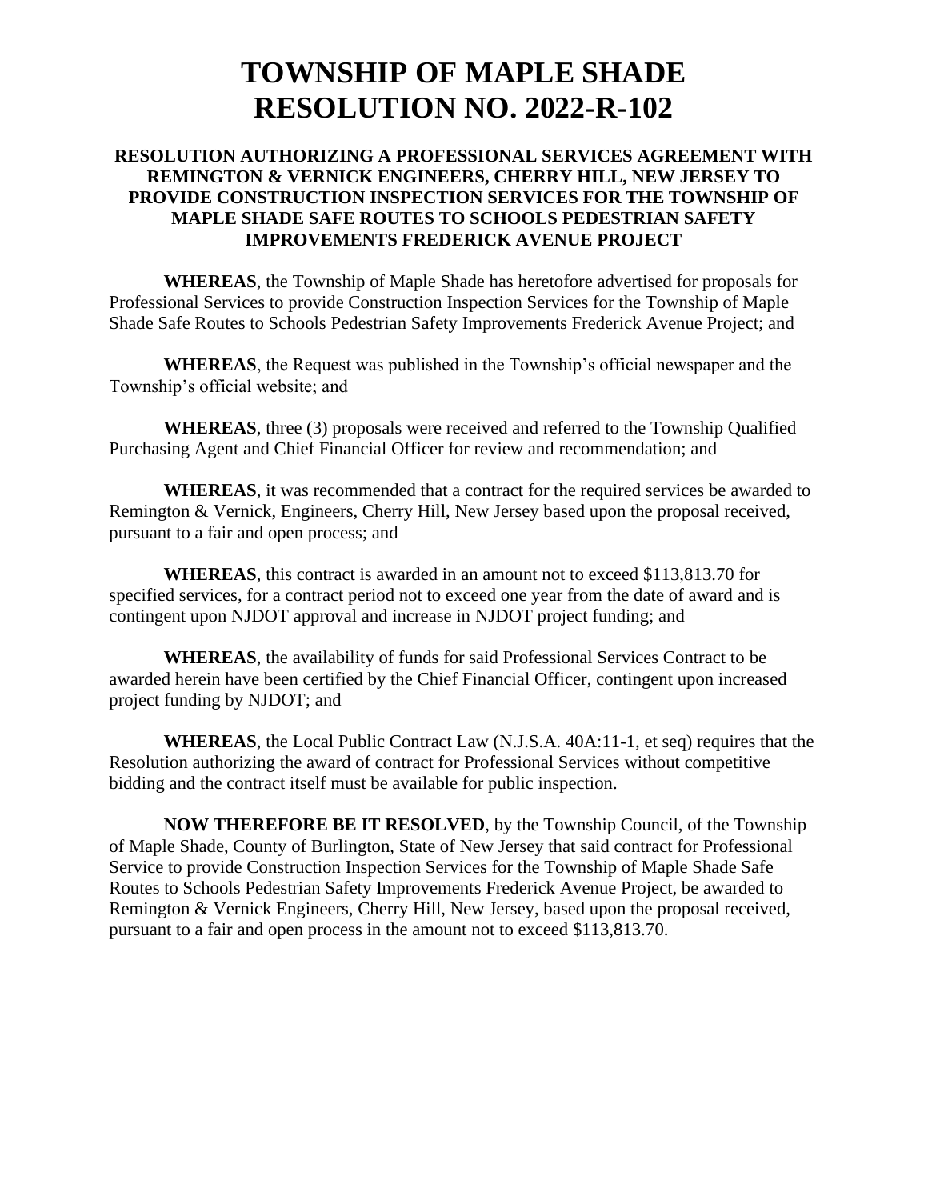# TOWNSHIP OF MAPLE SHADE
# RESOLUTION NO. 2022-R-102

### RESOLUTION AUTHORIZING A PROFESSIONAL SERVICES AGREEMENT WITH REMINGTON & VERNICK ENGINEERS, CHERRY HILL, NEW JERSEY TO PROVIDE CONSTRUCTION INSPECTION SERVICES FOR THE TOWNSHIP OF MAPLE SHADE SAFE ROUTES TO SCHOOLS PEDESTRIAN SAFETY IMPROVEMENTS FREDERICK AVENUE PROJECT

**WHEREAS**, the Township of Maple Shade has heretofore advertised for proposals for Professional Services to provide Construction Inspection Services for the Township of Maple Shade Safe Routes to Schools Pedestrian Safety Improvements Frederick Avenue Project; and

**WHEREAS**, the Request was published in the Township's official newspaper and the Township's official website; and

**WHEREAS**, three (3) proposals were received and referred to the Township Qualified Purchasing Agent and Chief Financial Officer for review and recommendation; and

**WHEREAS**, it was recommended that a contract for the required services be awarded to Remington & Vernick, Engineers, Cherry Hill, New Jersey based upon the proposal received, pursuant to a fair and open process; and

**WHEREAS**, this contract is awarded in an amount not to exceed $113,813.70 for specified services, for a contract period not to exceed one year from the date of award and is contingent upon NJDOT approval and increase in NJDOT project funding; and

**WHEREAS**, the availability of funds for said Professional Services Contract to be awarded herein have been certified by the Chief Financial Officer, contingent upon increased project funding by NJDOT; and

**WHEREAS**, the Local Public Contract Law (N.J.S.A. 40A:11-1, et seq) requires that the Resolution authorizing the award of contract for Professional Services without competitive bidding and the contract itself must be available for public inspection.

**NOW THEREFORE BE IT RESOLVED**, by the Township Council, of the Township of Maple Shade, County of Burlington, State of New Jersey that said contract for Professional Service to provide Construction Inspection Services for the Township of Maple Shade Safe Routes to Schools Pedestrian Safety Improvements Frederick Avenue Project, be awarded to Remington & Vernick Engineers, Cherry Hill, New Jersey, based upon the proposal received, pursuant to a fair and open process in the amount not to exceed $113,813.70.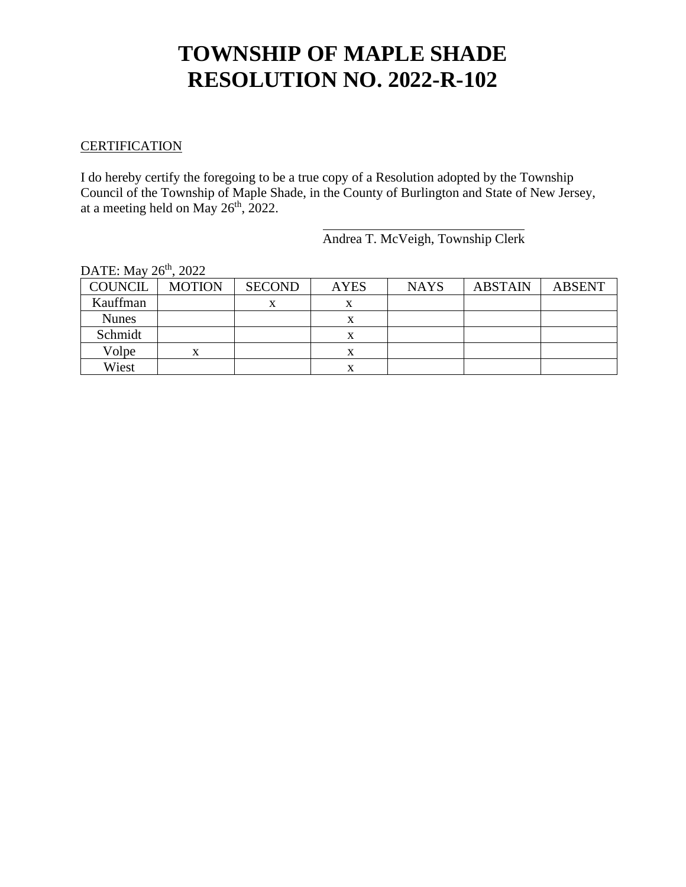# TOWNSHIP OF MAPLE SHADE
# RESOLUTION NO. 2022-R-102

CERTIFICATION

I do hereby certify the foregoing to be a true copy of a Resolution adopted by the Township Council of the Township of Maple Shade, in the County of Burlington and State of New Jersey, at a meeting held on May 26th, 2022.

\_\_\_\_\_\_\_\_\_\_\_\_\_\_\_\_\_\_\_\_\_\_\_\_\_\_\_\_\_\_\_\_
Andrea T. McVeigh, Township Clerk

DATE: May 26th, 2022

| COUNCIL | MOTION | SECOND | AYES | NAYS | ABSTAIN | ABSENT |
|---|---|---|---|---|---|---|
| Kauffman | | x | x | | | |
| Nunes | | | x | | | |
| Schmidt | | | x | | | |
| Volpe | x | | x | | | |
| Wiest | | | x | | | |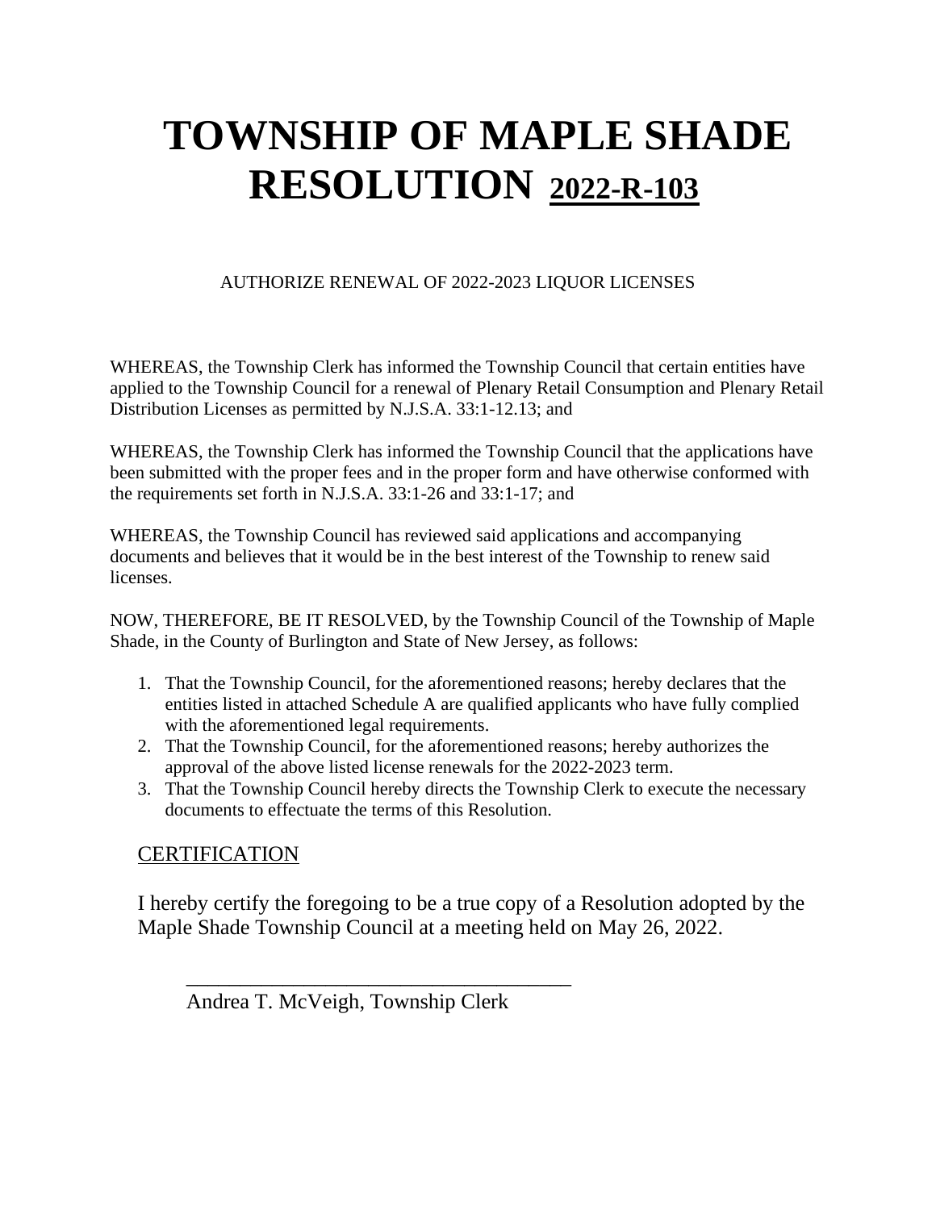# TOWNSHIP OF MAPLE SHADE RESOLUTION <u>2022-R-103</u>

AUTHORIZE RENEWAL OF 2022-2023 LIQUOR LICENSES

WHEREAS, the Township Clerk has informed the Township Council that certain entities have applied to the Township Council for a renewal of Plenary Retail Consumption and Plenary Retail Distribution Licenses as permitted by N.J.S.A. 33:1-12.13; and

WHEREAS, the Township Clerk has informed the Township Council that the applications have been submitted with the proper fees and in the proper form and have otherwise conformed with the requirements set forth in N.J.S.A. 33:1-26 and 33:1-17; and

WHEREAS, the Township Council has reviewed said applications and accompanying documents and believes that it would be in the best interest of the Township to renew said licenses.

NOW, THEREFORE, BE IT RESOLVED, by the Township Council of the Township of Maple Shade, in the County of Burlington and State of New Jersey, as follows:

1. That the Township Council, for the aforementioned reasons; hereby declares that the entities listed in attached Schedule A are qualified applicants who have fully complied with the aforementioned legal requirements.
2. That the Township Council, for the aforementioned reasons; hereby authorizes the approval of the above listed license renewals for the 2022-2023 term.
3. That the Township Council hereby directs the Township Clerk to execute the necessary documents to effectuate the terms of this Resolution.

<u>CERTIFICATION</u>

I hereby certify the foregoing to be a true copy of a Resolution adopted by the Maple Shade Township Council at a meeting held on May 26, 2022.

\_\_\_\_\_\_\_\_\_\_\_\_\_\_\_\_\_\_\_\_\_\_\_\_\_\_\_\_\_\_\_\_\_\_\_\_

Andrea T. McVeigh, Township Clerk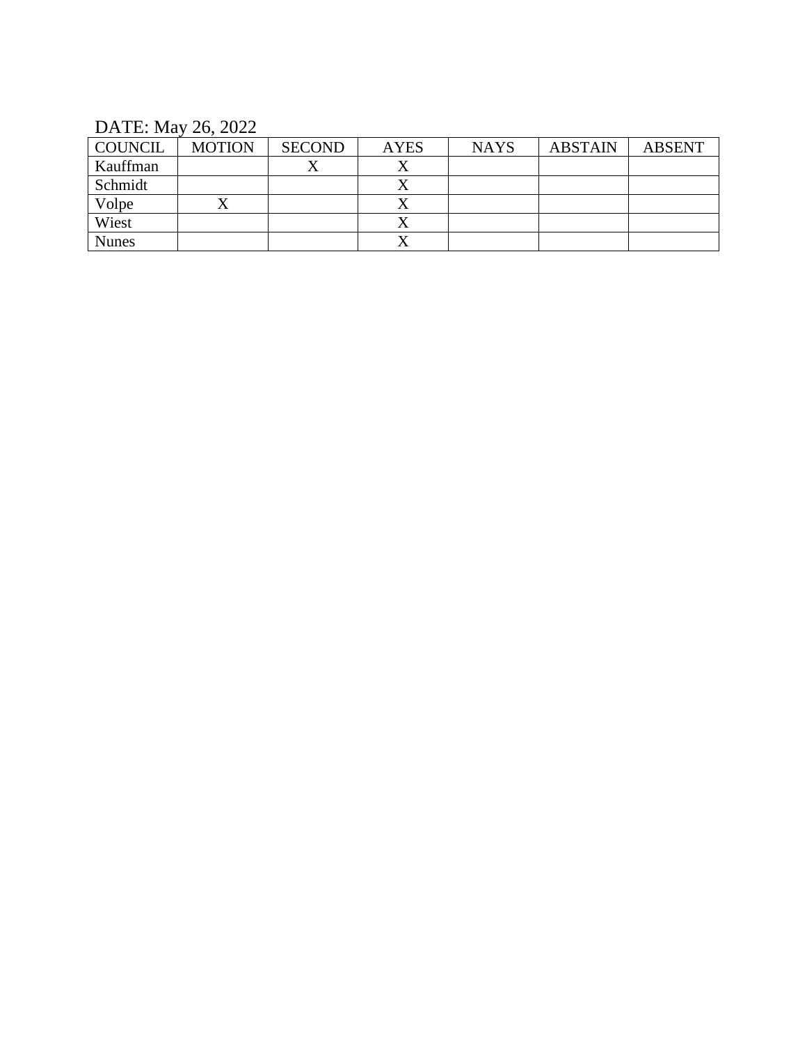DATE: May 26, 2022

| COUNCIL | MOTION | SECOND | AYES | NAYS | ABSTAIN | ABSENT |
|---|---|---|---|---|---|---|
| Kauffman | | X | X | | | |
| Schmidt | | | X | | | |
| Volpe | X | | X | | | |
| Wiest | | | X | | | |
| Nunes | | | X | | | |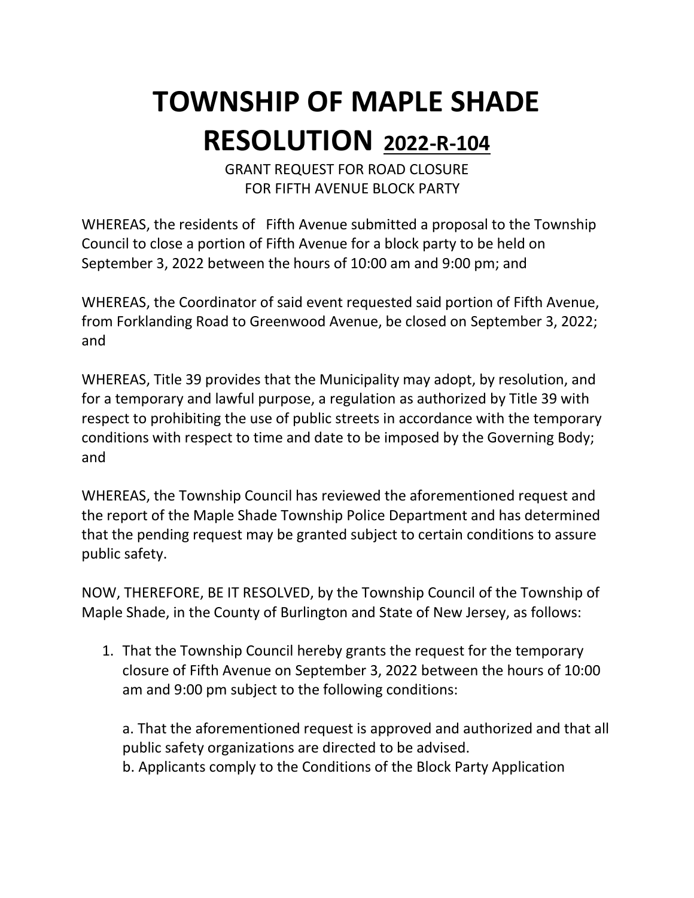# TOWNSHIP OF MAPLE SHADE RESOLUTION 2022-R-104

GRANT REQUEST FOR ROAD CLOSURE
FOR FIFTH AVENUE BLOCK PARTY

WHEREAS, the residents of Fifth Avenue submitted a proposal to the Township Council to close a portion of Fifth Avenue for a block party to be held on September 3, 2022 between the hours of 10:00 am and 9:00 pm; and

WHEREAS, the Coordinator of said event requested said portion of Fifth Avenue, from Forklanding Road to Greenwood Avenue, be closed on September 3, 2022; and

WHEREAS, Title 39 provides that the Municipality may adopt, by resolution, and for a temporary and lawful purpose, a regulation as authorized by Title 39 with respect to prohibiting the use of public streets in accordance with the temporary conditions with respect to time and date to be imposed by the Governing Body; and

WHEREAS, the Township Council has reviewed the aforementioned request and the report of the Maple Shade Township Police Department and has determined that the pending request may be granted subject to certain conditions to assure public safety.

NOW, THEREFORE, BE IT RESOLVED, by the Township Council of the Township of Maple Shade, in the County of Burlington and State of New Jersey, as follows:

1. That the Township Council hereby grants the request for the temporary closure of Fifth Avenue on September 3, 2022 between the hours of 10:00 am and 9:00 pm subject to the following conditions:

   a. That the aforementioned request is approved and authorized and that all public safety organizations are directed to be advised.
   b. Applicants comply to the Conditions of the Block Party Application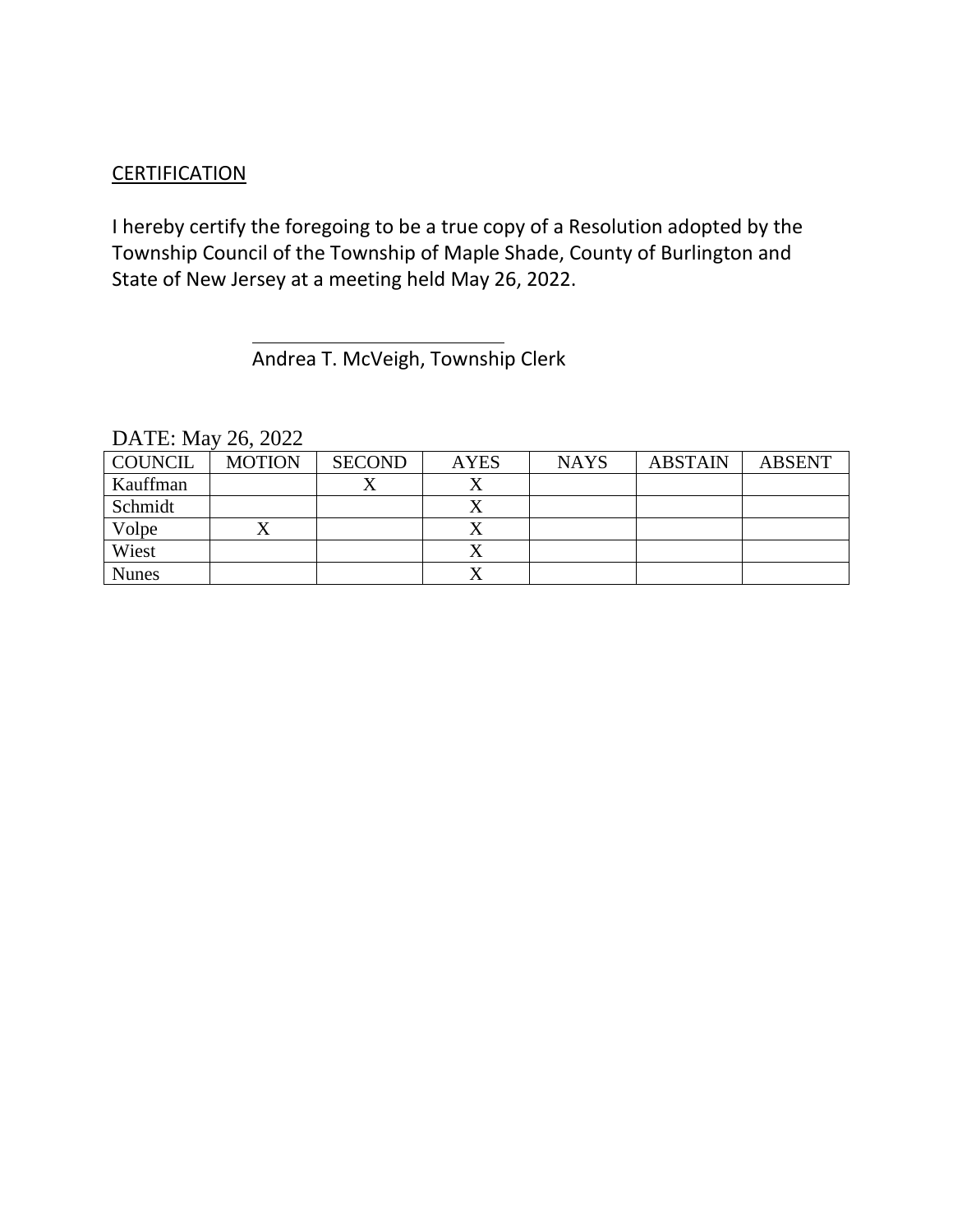<u>CERTIFICATION</u>

I hereby certify the foregoing to be a true copy of a Resolution adopted by the Township Council of the Township of Maple Shade, County of Burlington and State of New Jersey at a meeting held May 26, 2022.

\_\_\_\_\_\_\_\_\_\_\_\_\_\_\_\_\_\_\_\_\_\_\_\_\_\_\_\_

Andrea T. McVeigh, Township Clerk

DATE: May 26, 2022

| COUNCIL | MOTION | SECOND | AYES | NAYS | ABSTAIN | ABSENT |
|---|---|---|---|---|---|---|
| Kauffman | | X | X | | | |
| Schmidt | | | X | | | |
| Volpe | X | | X | | | |
| Wiest | | | X | | | |
| Nunes | | | X | | | |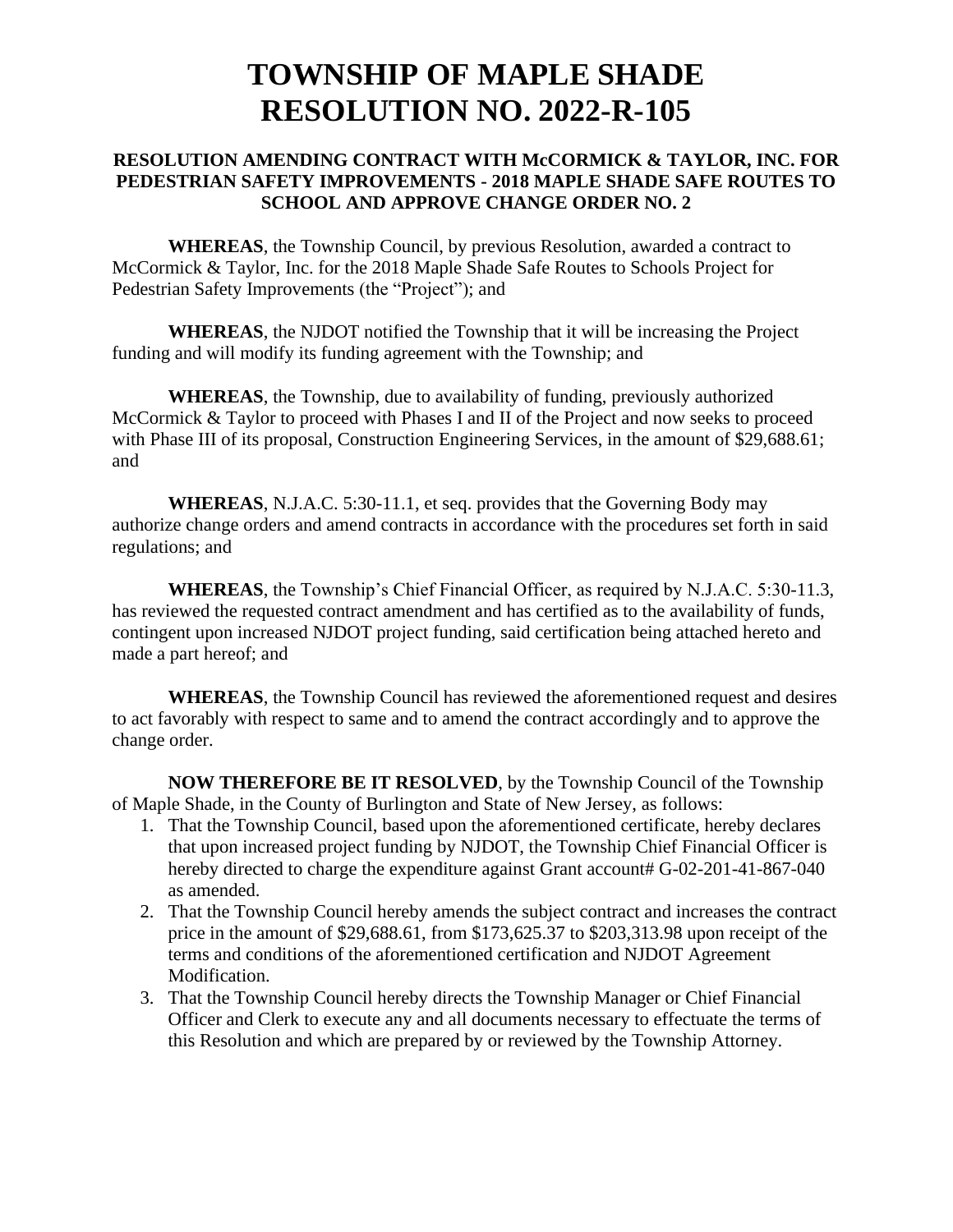# TOWNSHIP OF MAPLE SHADE
# RESOLUTION NO. 2022-R-105

### RESOLUTION AMENDING CONTRACT WITH McCORMICK & TAYLOR, INC. FOR PEDESTRIAN SAFETY IMPROVEMENTS - 2018 MAPLE SHADE SAFE ROUTES TO SCHOOL AND APPROVE CHANGE ORDER NO. 2

**WHEREAS**, the Township Council, by previous Resolution, awarded a contract to McCormick & Taylor, Inc. for the 2018 Maple Shade Safe Routes to Schools Project for Pedestrian Safety Improvements (the "Project"); and

**WHEREAS**, the NJDOT notified the Township that it will be increasing the Project funding and will modify its funding agreement with the Township; and

**WHEREAS**, the Township, due to availability of funding, previously authorized McCormick & Taylor to proceed with Phases I and II of the Project and now seeks to proceed with Phase III of its proposal, Construction Engineering Services, in the amount of $29,688.61; and

**WHEREAS**, N.J.A.C. 5:30-11.1, et seq. provides that the Governing Body may authorize change orders and amend contracts in accordance with the procedures set forth in said regulations; and

**WHEREAS**, the Township's Chief Financial Officer, as required by N.J.A.C. 5:30-11.3, has reviewed the requested contract amendment and has certified as to the availability of funds, contingent upon increased NJDOT project funding, said certification being attached hereto and made a part hereof; and

**WHEREAS**, the Township Council has reviewed the aforementioned request and desires to act favorably with respect to same and to amend the contract accordingly and to approve the change order.

**NOW THEREFORE BE IT RESOLVED**, by the Township Council of the Township of Maple Shade, in the County of Burlington and State of New Jersey, as follows:

1. That the Township Council, based upon the aforementioned certificate, hereby declares that upon increased project funding by NJDOT, the Township Chief Financial Officer is hereby directed to charge the expenditure against Grant account# G-02-201-41-867-040 as amended.
2. That the Township Council hereby amends the subject contract and increases the contract price in the amount of $29,688.61, from $173,625.37 to $203,313.98 upon receipt of the terms and conditions of the aforementioned certification and NJDOT Agreement Modification.
3. That the Township Council hereby directs the Township Manager or Chief Financial Officer and Clerk to execute any and all documents necessary to effectuate the terms of this Resolution and which are prepared by or reviewed by the Township Attorney.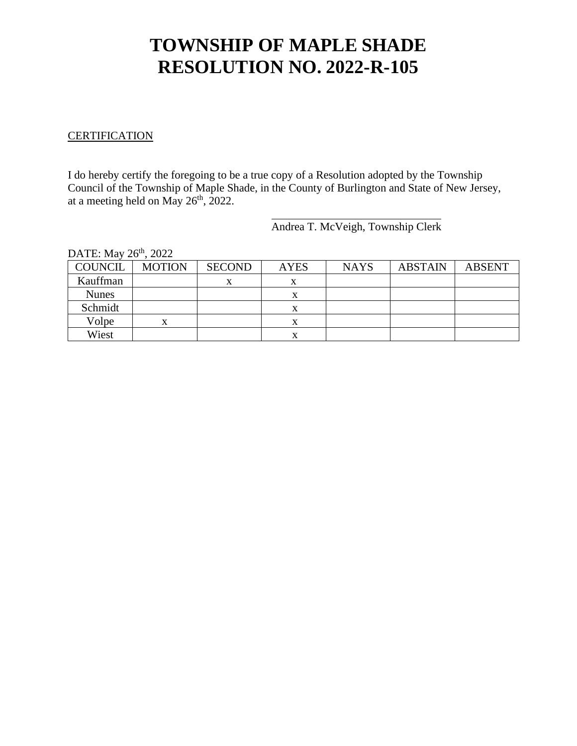# TOWNSHIP OF MAPLE SHADE
# RESOLUTION NO. 2022-R-105

CERTIFICATION

I do hereby certify the foregoing to be a true copy of a Resolution adopted by the Township Council of the Township of Maple Shade, in the County of Burlington and State of New Jersey, at a meeting held on May 26th, 2022.

\_\_\_\_\_\_\_\_\_\_\_\_\_\_\_\_\_\_\_\_\_\_\_\_\_\_\_\_\_\_\_\_
Andrea T. McVeigh, Township Clerk

DATE: May 26th, 2022

| COUNCIL | MOTION | SECOND | AYES | NAYS | ABSTAIN | ABSENT |
|---|---|---|---|---|---|---|
| Kauffman | | x | x | | | |
| Nunes | | | x | | | |
| Schmidt | | | x | | | |
| Volpe | x | | x | | | |
| Wiest | | | x | | | |